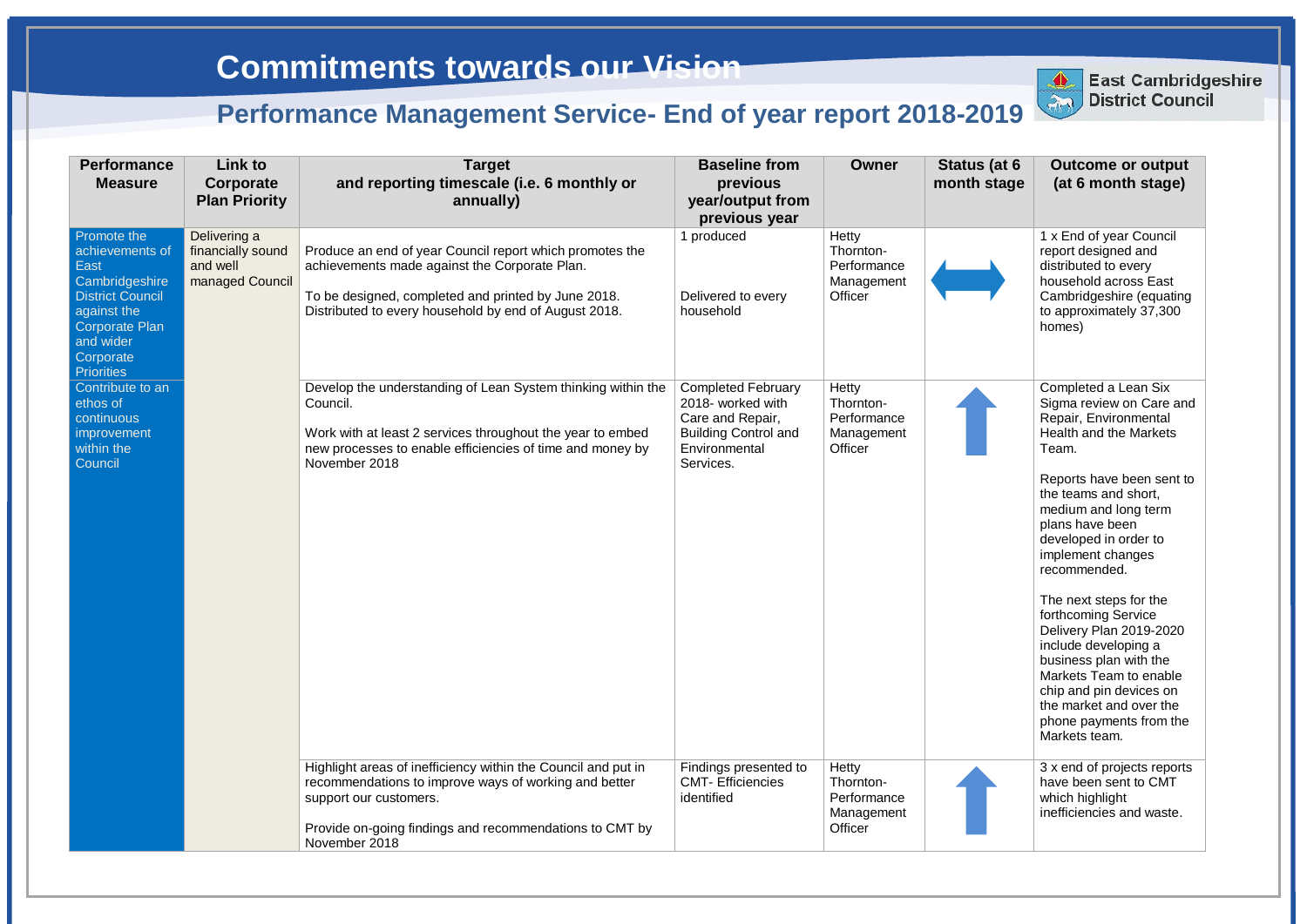# Commitments towards our Vision

## Performance Management Service- End of year report 2018-2019

East Cambridgeshire District Council

| Performance Measure | Link to Corporate Plan Priority | Target and reporting timescale (i.e. 6 monthly or annually) | Baseline from previous year/output from previous year | Owner | Status (at 6 month stage) | Outcome or output (at 6 month stage) |
|---|---|---|---|---|---|---|
| Promote the achievements of East Cambridgeshire District Council against the Corporate Plan and wider Corporate Priorities | Delivering a financially sound and well managed Council | Produce an end of year Council report which promotes the achievements made against the Corporate Plan.<br><br>To be designed, completed and printed by June 2018. Distributed to every household by end of August 2018. | 1 produced<br><br>Delivered to every household | Hetty Thornton- Performance Management Officer | ↔ | 1 x End of year Council report designed and distributed to every household across East Cambridgeshire (equating to approximately 37,300 homes) |
| Contribute to an ethos of continuous improvement within the Council | | Develop the understanding of Lean System thinking within the Council.<br><br>Work with at least 2 services throughout the year to embed new processes to enable efficiencies of time and money by November 2018 | Completed February 2018- worked with Care and Repair, Building Control and Environmental Services. | Hetty Thornton- Performance Management Officer | ↑ | Completed a Lean Six Sigma review on Care and Repair, Environmental Health and the Markets Team.<br><br>Reports have been sent to the teams and short, medium and long term plans have been developed in order to implement changes recommended.<br><br>The next steps for the forthcoming Service Delivery Plan 2019-2020 include developing a business plan with the Markets Team to enable chip and pin devices on the market and over the phone payments from the Markets team. |
| | | Highlight areas of inefficiency within the Council and put in recommendations to improve ways of working and better support our customers.<br><br>Provide on-going findings and recommendations to CMT by November 2018 | Findings presented to CMT- Efficiencies identified | Hetty Thornton- Performance Management Officer | ↑ | 3 x end of projects reports have been sent to CMT which highlight inefficiencies and waste. |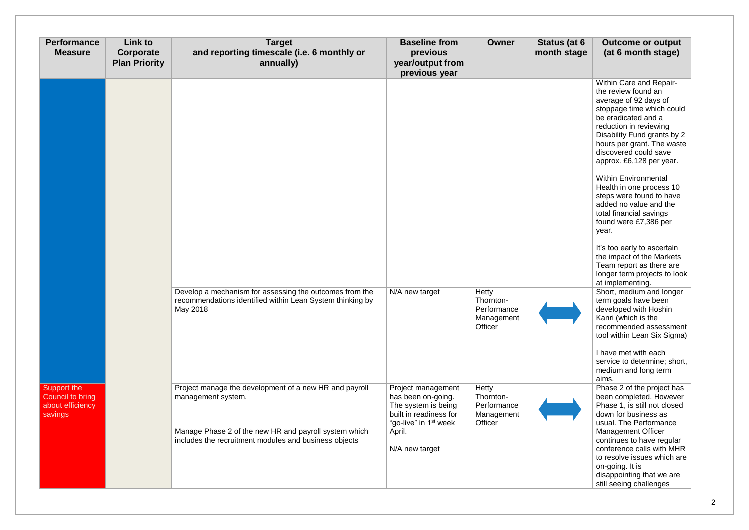| Performance Measure | Link to Corporate Plan Priority | Target and reporting timescale (i.e. 6 monthly or annually) | Baseline from previous year/output from previous year | Owner | Status (at 6 month stage) | Outcome or output (at 6 month stage) |
|---|---|---|---|---|---|---|
| | | | | | | Within Care and Repair- the review found an average of 92 days of stoppage time which could be eradicated and a reduction in reviewing Disability Fund grants by 2 hours per grant. The waste discovered could save approx. £6,128 per year.<br><br>Within Environmental Health in one process 10 steps were found to have added no value and the total financial savings found were £7,386 per year.<br><br>It's too early to ascertain the impact of the Markets Team report as there are longer term projects to look at implementing. |
| | | Develop a mechanism for assessing the outcomes from the recommendations identified within Lean System thinking by May 2018 | N/A new target | Hetty Thornton- Performance Management Officer | ⟷ | Short, medium and longer term goals have been developed with Hoshin Kanri (which is the recommended assessment tool within Lean Six Sigma)<br><br>I have met with each service to determine; short, medium and long term aims. |
| Support the Council to bring about efficiency savings | | Project manage the development of a new HR and payroll management system.<br><br>Manage Phase 2 of the new HR and payroll system which includes the recruitment modules and business objects | Project management has been on-going. The system is being built in readiness for "go-live" in 1st week April.<br><br>N/A new target | Hetty Thornton- Performance Management Officer | ⟷ | Phase 2 of the project has been completed. However Phase 1, is still not closed down for business as usual. The Performance Management Officer continues to have regular conference calls with MHR to resolve issues which are on-going. It is disappointing that we are still seeing challenges |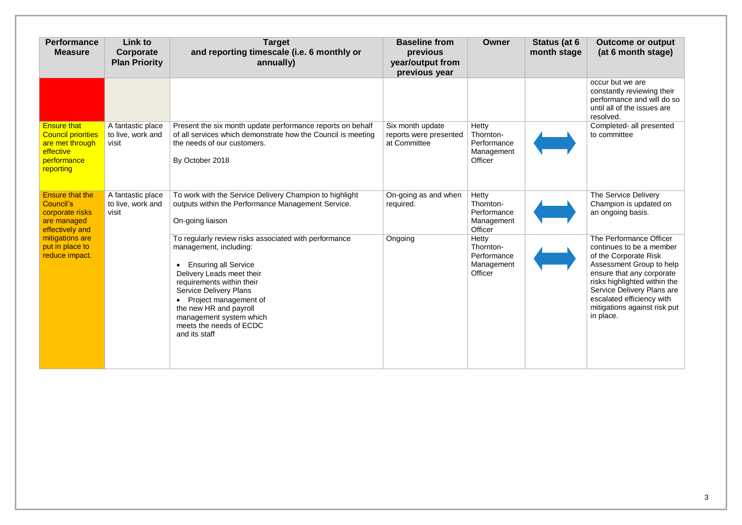| Performance Measure | Link to Corporate Plan Priority | Target and reporting timescale (i.e. 6 monthly or annually) | Baseline from previous year/output from previous year | Owner | Status (at 6 month stage | Outcome or output (at 6 month stage) |
|---|---|---|---|---|---|---|
| | | | | | | occur but we are constantly reviewing their performance and will do so until all of the issues are resolved. |
| Ensure that Council priorities are met through effective performance reporting | A fantastic place to live, work and visit | Present the six month update performance reports on behalf of all services which demonstrate how the Council is meeting the needs of our customers.<br><br>By October 2018 | Six month update reports were presented at Committee | Hetty Thornton-Performance Management Officer | ⟷ | Completed- all presented to committee |
| Ensure that the Council's corporate risks are managed effectively and mitigations are put in place to reduce impact. | A fantastic place to live, work and visit | To work with the Service Delivery Champion to highlight outputs within the Performance Management Service.<br><br>On-going liaison | On-going as and when required. | Hetty Thornton-Performance Management Officer | ⟷ | The Service Delivery Champion is updated on an ongoing basis. |
| | | To regularly review risks associated with performance management, including:<br><br>• Ensuring all Service Delivery Leads meet their requirements within their Service Delivery Plans<br>• Project management of the new HR and payroll management system which meets the needs of ECDC and its staff | Ongoing | Hetty Thornton-Performance Management Officer | ⟷ | The Performance Officer continues to be a member of the Corporate Risk Assessment Group to help ensure that any corporate risks highlighted within the Service Delivery Plans are escalated efficiency with mitigations against risk put in place. |